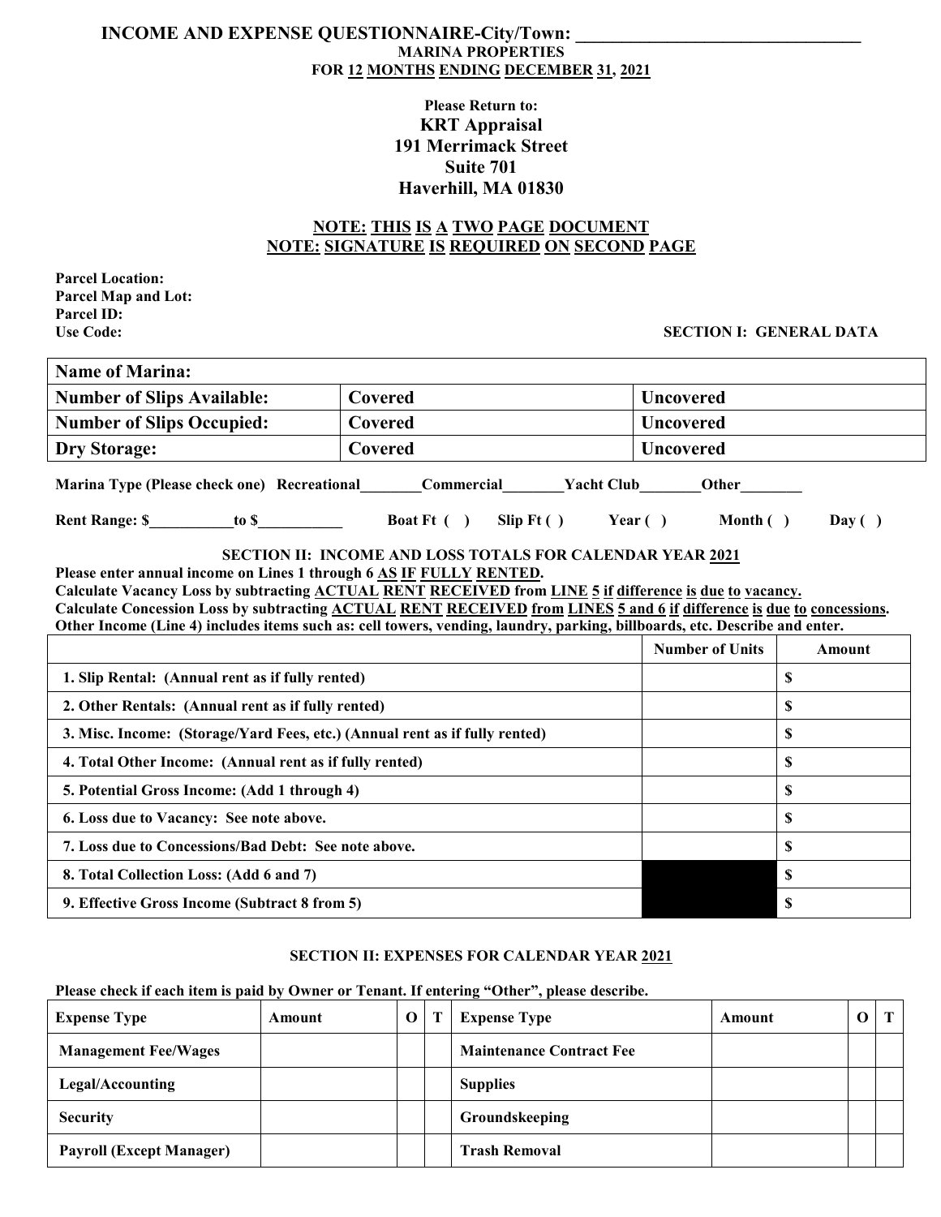# INCOME AND EXPENSE QUESTIONNAIRE-City/Town: ______________________________

**MARINA PROPERTIES**

**FOR 12 MONTHS ENDING DECEMBER 31, 2021**

**Please Return to:**

**KRT Appraisal**
**191 Merrimack Street**
**Suite 701**
**Haverhill, MA 01830**

**NOTE: THIS IS A TWO PAGE DOCUMENT**
**NOTE: SIGNATURE IS REQUIRED ON SECOND PAGE**

**Parcel Location:**
**Parcel Map and Lot:**
**Parcel ID:**
**Use Code:**

**SECTION I: GENERAL DATA**

| Name of Marina: | | |
|---|---|---|
| Number of Slips Available: | Covered | Uncovered |
| Number of Slips Occupied: | Covered | Uncovered |
| Dry Storage: | Covered | Uncovered |

**Marina Type (Please check one)** Recreational________ Commercial________ Yacht Club________ Other________

**Rent Range: $___________to $___________** Boat Ft ( ) Slip Ft ( ) Year ( ) Month ( ) Day ( )

## SECTION II: INCOME AND LOSS TOTALS FOR CALENDAR YEAR 2021

**Please enter annual income on Lines 1 through 6 AS IF FULLY RENTED.**
**Calculate Vacancy Loss by subtracting ACTUAL RENT RECEIVED from LINE 5 if difference is due to vacancy.**
**Calculate Concession Loss by subtracting ACTUAL RENT RECEIVED from LINES 5 and 6 if difference is due to concessions.**
**Other Income (Line 4) includes items such as: cell towers, vending, laundry, parking, billboards, etc. Describe and enter.**

| | Number of Units | Amount |
|---|---|---|
| 1. Slip Rental: (Annual rent as if fully rented) | | $ |
| 2. Other Rentals: (Annual rent as if fully rented) | | $ |
| 3. Misc. Income: (Storage/Yard Fees, etc.) (Annual rent as if fully rented) | | $ |
| 4. Total Other Income: (Annual rent as if fully rented) | | $ |
| 5. Potential Gross Income: (Add 1 through 4) | | $ |
| 6. Loss due to Vacancy: See note above. | | $ |
| 7. Loss due to Concessions/Bad Debt: See note above. | | $ |
| 8. Total Collection Loss: (Add 6 and 7) | | $ |
| 9. Effective Gross Income (Subtract 8 from 5) | | $ |

## SECTION II: EXPENSES FOR CALENDAR YEAR 2021

**Please check if each item is paid by Owner or Tenant. If entering "Other", please describe.**

| Expense Type | Amount | O | T | Expense Type | Amount | O | T |
|---|---|---|---|---|---|---|---|
| Management Fee/Wages | | | | Maintenance Contract Fee | | | |
| Legal/Accounting | | | | Supplies | | | |
| Security | | | | Groundskeeping | | | |
| Payroll (Except Manager) | | | | Trash Removal | | | |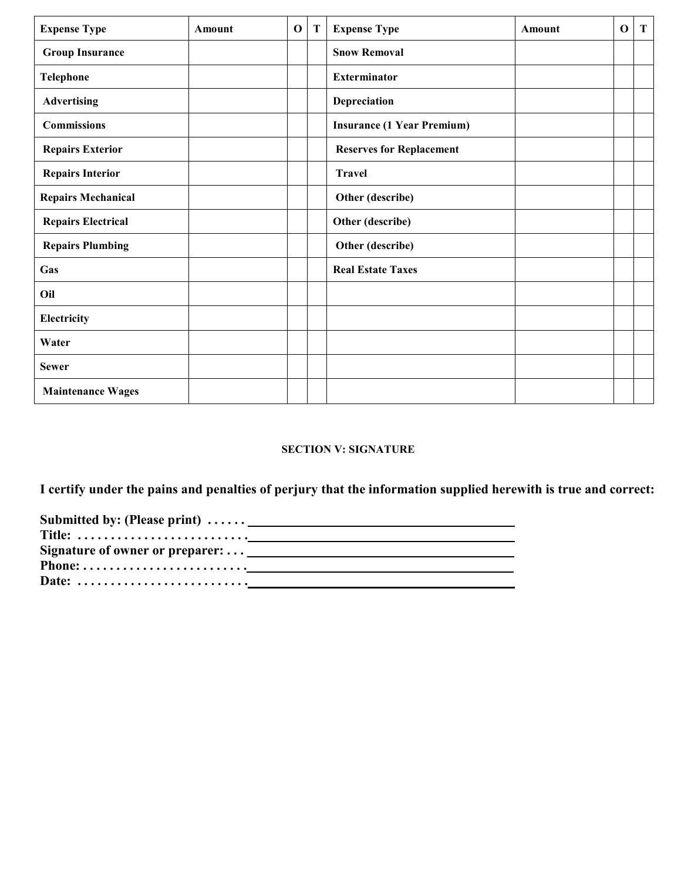| Expense Type | Amount | O | T | Expense Type | Amount | O | T |
|---|---|---|---|---|---|---|---|
| **Group Insurance** | | | | **Snow Removal** | | | |
| **Telephone** | | | | **Exterminator** | | | |
| **Advertising** | | | | **Depreciation** | | | |
| **Commissions** | | | | **Insurance (1 Year Premium)** | | | |
| **Repairs Exterior** | | | | **Reserves for Replacement** | | | |
| **Repairs Interior** | | | | **Travel** | | | |
| **Repairs Mechanical** | | | | **Other (describe)** | | | |
| **Repairs Electrical** | | | | **Other (describe)** | | | |
| **Repairs Plumbing** | | | | **Other (describe)** | | | |
| **Gas** | | | | **Real Estate Taxes** | | | |
| **Oil** | | | | | | | |
| **Electricity** | | | | | | | |
| **Water** | | | | | | | |
| **Sewer** | | | | | | | |
| **Maintenance Wages** | | | | | | | |

## SECTION V: SIGNATURE

**I certify under the pains and penalties of perjury that the information supplied herewith is true and correct:**

**Submitted by: (Please print) . . . . . .** ______________________________

**Title: . . . . . . . . . . . . . . . . . . . . . . . . .** ______________________________

**Signature of owner or preparer: . . .** ______________________________

**Phone: . . . . . . . . . . . . . . . . . . . . . . . .** ______________________________

**Date: . . . . . . . . . . . . . . . . . . . . . . . . .** ______________________________